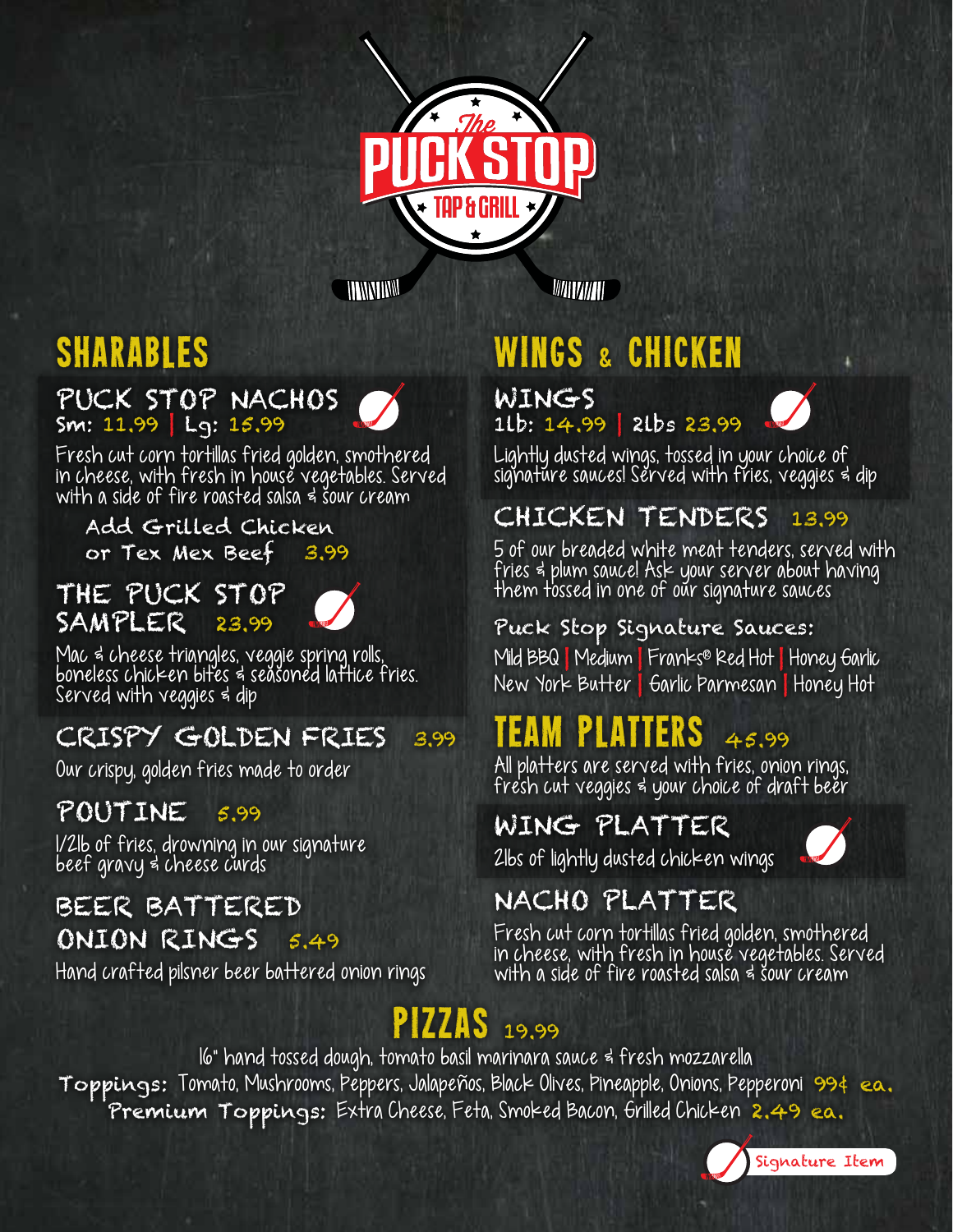# The PUCK STOP TAP & GRILL

## SHARABLES

### PUCK STOP NACHOS
Sm: 11.99 | Lg: 15.99

Fresh cut corn tortillas fried golden, smothered in cheese, with fresh in house vegetables. Served with a side of fire roasted salsa & sour cream

Add Grilled Chicken or Tex Mex Beef 3.99

### THE PUCK STOP SAMPLER 23.99

Mac & cheese triangles, veggie spring rolls, boneless chicken bites & seasoned lattice fries. Served with veggies & dip

### CRISPY GOLDEN FRIES 3.99

Our crispy, golden fries made to order

### POUTINE 5.99

1/2lb of fries, drowning in our signature beef gravy & cheese curds

### BEER BATTERED ONION RINGS 5.49

Hand crafted pilsner beer battered onion rings

## WINGS & CHICKEN

### WINGS
1lb: 14.99 | 2lbs 23.99

Lightly dusted wings, tossed in your choice of signature sauces! Served with fries, veggies & dip

### CHICKEN TENDERS 13.99

5 of our breaded white meat tenders, served with fries & plum sauce! Ask your server about having them tossed in one of our signature sauces

**Puck Stop Signature Sauces:**

Mild BBQ | Medium | Franks® Red Hot | Honey Garlic
New York Butter | Garlic Parmesan | Honey Hot

## TEAM PLATTERS 45.99

All platters are served with fries, onion rings, fresh cut veggies & your choice of draft beer

### WING PLATTER

2lbs of lightly dusted chicken wings

### NACHO PLATTER

Fresh cut corn tortillas fried golden, smothered in cheese, with fresh in house vegetables. Served with a side of fire roasted salsa & sour cream

## PIZZAS 19.99

16" hand tossed dough, tomato basil marinara sauce & fresh mozzarella

**Toppings:** Tomato, Mushrooms, Peppers, Jalapeños, Black Olives, Pineapple, Onions, Pepperoni 99¢ ea.

**Premium Toppings:** Extra Cheese, Feta, Smoked Bacon, Grilled Chicken 2.49 ea.

Signature Item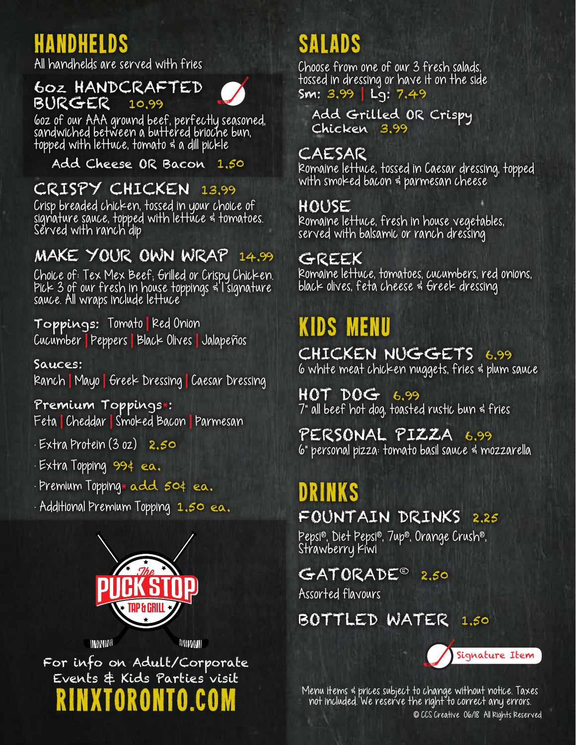# HANDHELDS

All handhelds are served with fries

### 6oz HANDCRAFTED BURGER 10.99

6oz of our AAA ground beef, perfectly seasoned, sandwiched between a buttered brioche bun, topped with lettuce, tomato & a dill pickle

Add Cheese OR Bacon 1.50

### CRISPY CHICKEN 13.99

Crisp breaded chicken, tossed in your choice of signature sauce, topped with lettuce & tomatoes. Served with ranch dip

### MAKE YOUR OWN WRAP 14.99

Choice of: Tex Mex Beef; Grilled or Crispy Chicken. Pick 3 of our fresh in house toppings & 1 signature sauce. All wraps include lettuce

**Toppings:** Tomato | Red Onion | Cucumber | Peppers | Black Olives | Jalapeños

**Sauces:** Ranch | Mayo | Greek Dressing | Caesar Dressing

**Premium Toppings*:** Feta | Cheddar | Smoked Bacon | Parmesan

- Extra Protein (3 oz) 2.50
- Extra Topping 99¢ ea.
- Premium Topping* add 50¢ ea.
- Additional Premium Topping 1.50 ea.

The PUCK STOP TAP & GRILL

For info on Adult/Corporate Events & Kids Parties visit RINXTORONTO.COM

# SALADS

Choose from one of our 3 fresh salads, tossed in dressing or have it on the side

Sm: 3.99 | Lg: 7.49

Add Grilled OR Crispy Chicken 3.99

### CAESAR

Romaine lettuce, tossed in Caesar dressing, topped with smoked bacon & parmesan cheese

### HOUSE

Romaine lettuce, fresh in house vegetables, served with balsamic or ranch dressing

### GREEK

Romaine lettuce, tomatoes, cucumbers, red onions, black olives, feta cheese & Greek dressing

# KIDS MENU

### CHICKEN NUGGETS 6.99

6 white meat chicken nuggets, fries & plum sauce

### HOT DOG 6.99

7" all beef hot dog, toasted rustic bun & fries

### PERSONAL PIZZA 6.99

6" personal pizza: tomato basil sauce & mozzarella

# DRINKS

### FOUNTAIN DRINKS 2.25

Pepsi®, Diet Pepsi®, 7up®, Orange Crush®, Strawberry Kiwi

### GATORADE® 2.50

Assorted flavours

### BOTTLED WATER 1.50

Signature Item

Menu items & prices subject to change without notice. Taxes not included. We reserve the right to correct any errors.

© CCS Creative 06/18 All Rights Reserved